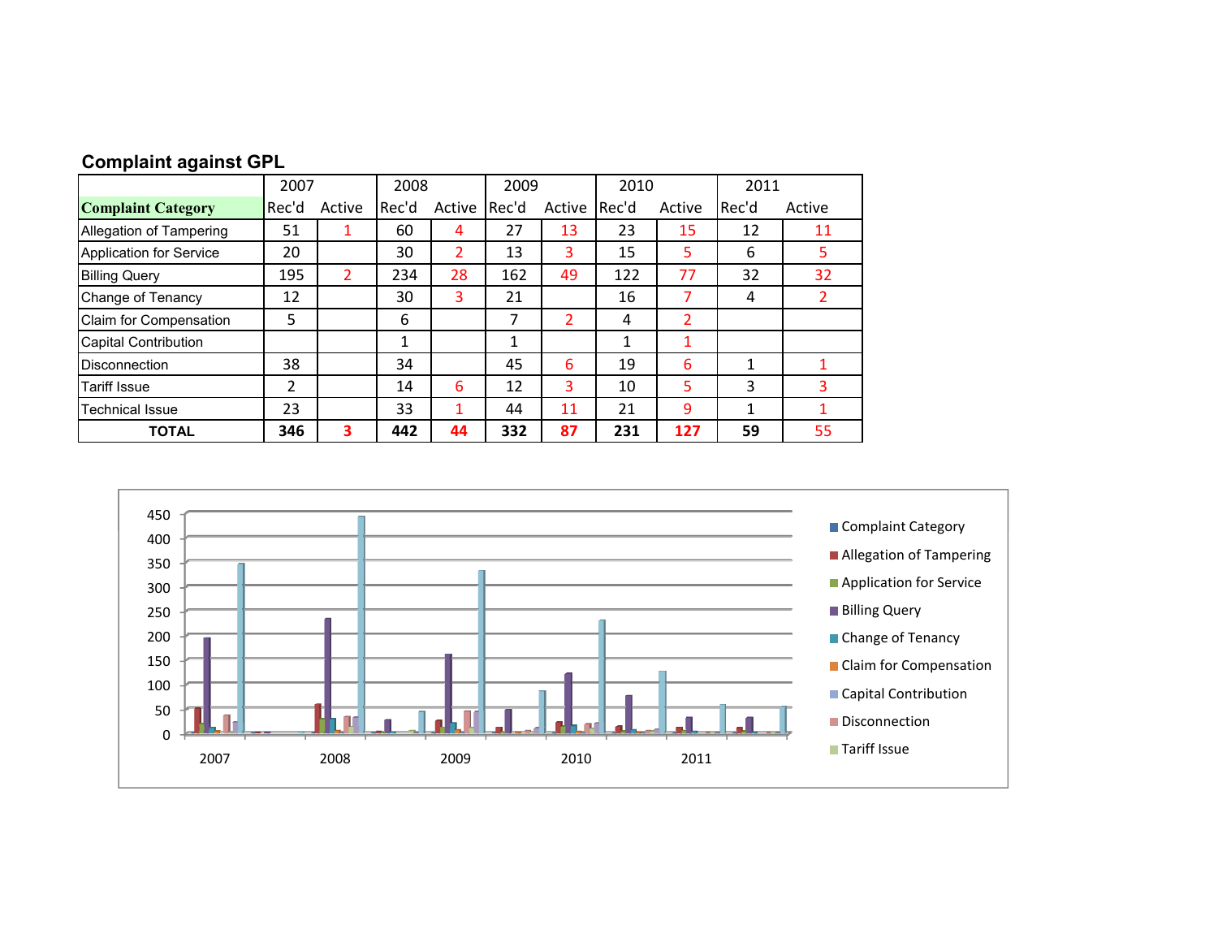## Complaint against GPL

| Complaint Category | 2007 | | 2008 | | 2009 | | 2010 | | 2011 | |
|---|---|---|---|---|---|---|---|---|---|---|
| | Rec'd | Active | Rec'd | Active | Rec'd | Active | Rec'd | Active | Rec'd | Active |
| Allegation of Tampering | 51 | 1 | 60 | 4 | 27 | 13 | 23 | 15 | 12 | 11 |
| Application for Service | 20 | | 30 | 2 | 13 | 3 | 15 | 5 | 6 | 5 |
| Billing Query | 195 | 2 | 234 | 28 | 162 | 49 | 122 | 77 | 32 | 32 |
| Change of Tenancy | 12 | | 30 | 3 | 21 | | 16 | 7 | 4 | 2 |
| Claim for Compensation | 5 | | 6 | | 7 | 2 | 4 | 2 | | |
| Capital Contribution | | | 1 | | 1 | | 1 | 1 | | |
| Disconnection | 38 | | 34 | | 45 | 6 | 19 | 6 | 1 | 1 |
| Tariff Issue | 2 | | 14 | 6 | 12 | 3 | 10 | 5 | 3 | 3 |
| Technical Issue | 23 | | 33 | 1 | 44 | 11 | 21 | 9 | 1 | 1 |
| **TOTAL** | **346** | **3** | **442** | **44** | **332** | **87** | **231** | **127** | **59** | 55 |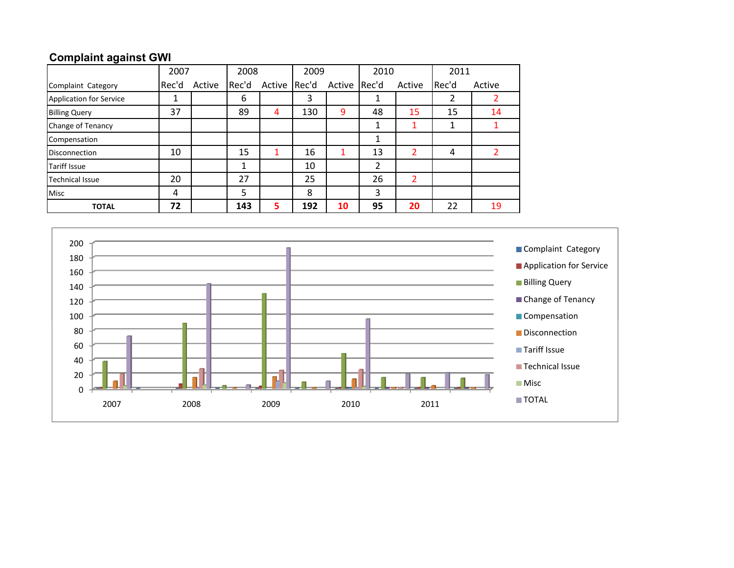## Complaint against GWI

| Complaint Category | 2007 Rec'd | 2007 Active | 2008 Rec'd | 2008 Active | 2009 Rec'd | 2009 Active | 2010 Rec'd | 2010 Active | 2011 Rec'd | 2011 Active |
|---|---|---|---|---|---|---|---|---|---|---|
| Application for Service | 1 | | 6 | | 3 | | 1 | | 2 | 2 |
| Billing Query | 37 | | 89 | 4 | 130 | 9 | 48 | 15 | 15 | 14 |
| Change of Tenancy | | | | | | | 1 | 1 | 1 | 1 |
| Compensation | | | | | | | 1 | | | |
| Disconnection | 10 | | 15 | 1 | 16 | 1 | 13 | 2 | 4 | 2 |
| Tariff Issue | | | 1 | | 10 | | 2 | | | |
| Technical Issue | 20 | | 27 | | 25 | | 26 | 2 | | |
| Misc | 4 | | 5 | | 8 | | 3 | | | |
| **TOTAL** | **72** | | **143** | **5** | **192** | **10** | **95** | **20** | 22 | 19 |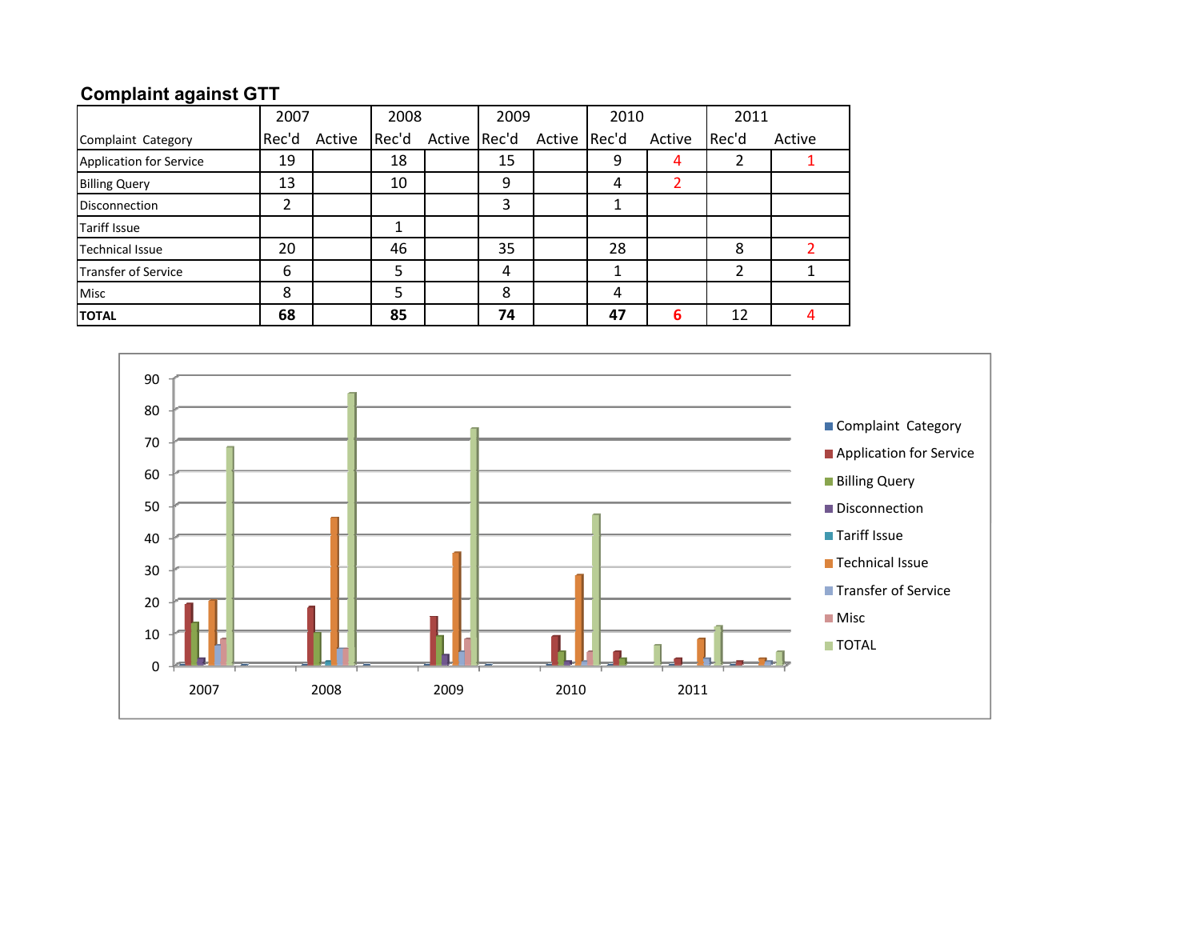## Complaint against GTT

| Complaint Category | 2007 | | 2008 | | 2009 | | 2010 | | 2011 | |
|---|---|---|---|---|---|---|---|---|---|---|
| | Rec'd | Active | Rec'd | Active | Rec'd | Active | Rec'd | Active | Rec'd | Active |
| Application for Service | 19 | | 18 | | 15 | | 9 | 4 | 2 | 1 |
| Billing Query | 13 | | 10 | | 9 | | 4 | 2 | | |
| Disconnection | 2 | | | | 3 | | 1 | | | |
| Tariff Issue | | | 1 | | | | | | | |
| Technical Issue | 20 | | 46 | | 35 | | 28 | | 8 | 2 |
| Transfer of Service | 6 | | 5 | | 4 | | 1 | | 2 | 1 |
| Misc | 8 | | 5 | | 8 | | 4 | | | |
| **TOTAL** | **68** | | **85** | | **74** | | **47** | **6** | 12 | 4 |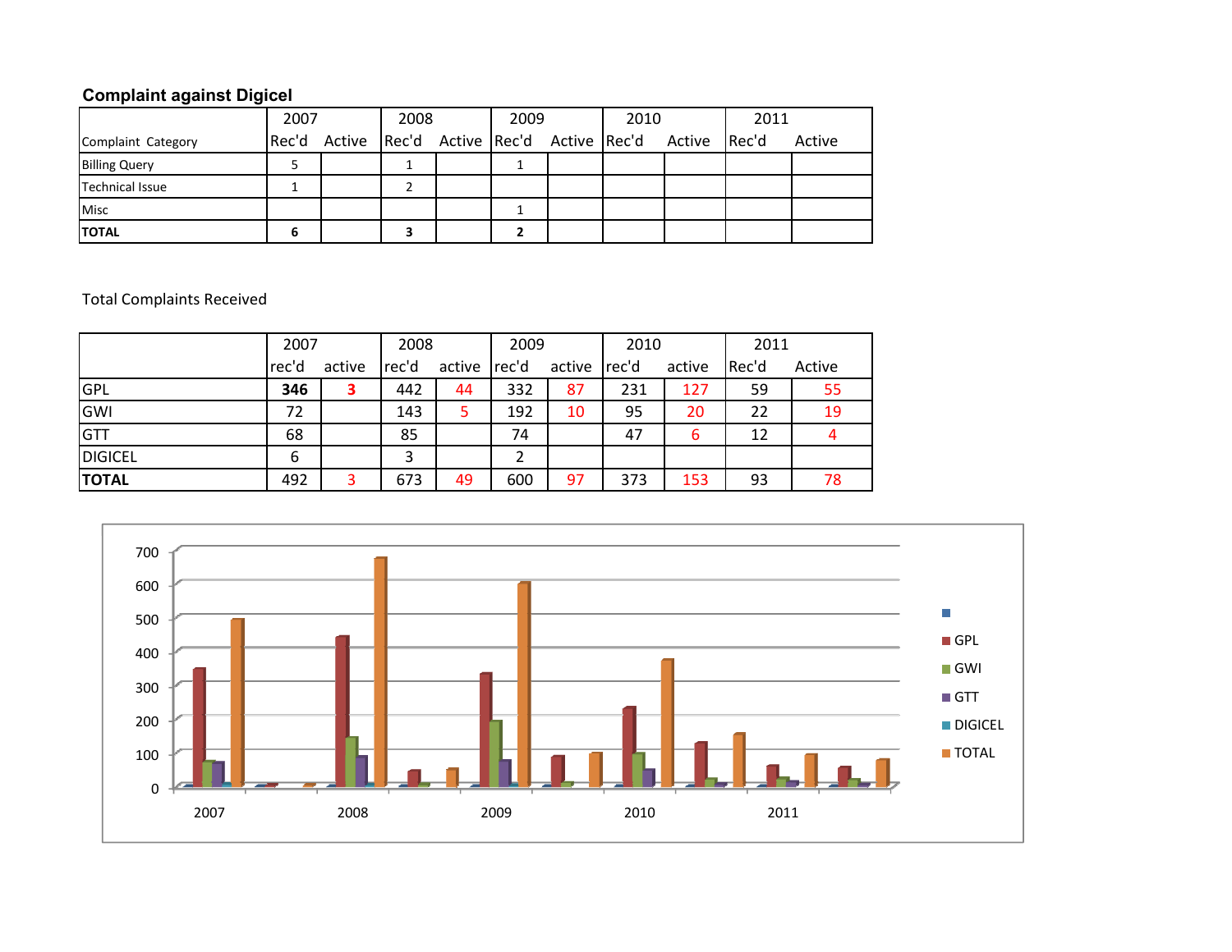**Complaint against Digicel**

| Complaint Category | 2007 Rec'd | 2007 Active | 2008 Rec'd | 2008 Active | 2009 Rec'd | 2009 Active | 2010 Rec'd | 2010 Active | 2011 Rec'd | 2011 Active |
|---|---|---|---|---|---|---|---|---|---|---|
| Billing Query | 5 | | 1 | | 1 | | | | | |
| Technical Issue | 1 | | 2 | | | | | | | |
| Misc | | | | | 1 | | | | | |
| **TOTAL** | **6** | | **3** | | **2** | | | | | |

Total Complaints Received

| | 2007 rec'd | 2007 active | 2008 rec'd | 2008 active | 2009 rec'd | 2009 active | 2010 rec'd | 2010 active | 2011 Rec'd | 2011 Active |
|---|---|---|---|---|---|---|---|---|---|---|
| GPL | **346** | **3** | 442 | 44 | 332 | 87 | 231 | 127 | 59 | 55 |
| GWI | 72 | | 143 | 5 | 192 | 10 | 95 | 20 | 22 | 19 |
| GTT | 68 | | 85 | | 74 | | 47 | 6 | 12 | 4 |
| DIGICEL | 6 | | 3 | | 2 | | | | | |
| **TOTAL** | 492 | 3 | 673 | 49 | 600 | 97 | 373 | 153 | 93 | 78 |

700
600
500
400
300
200
100
0
2007
2008
2009
2010
2011
GPL
GWI
GTT
DIGICEL
TOTAL